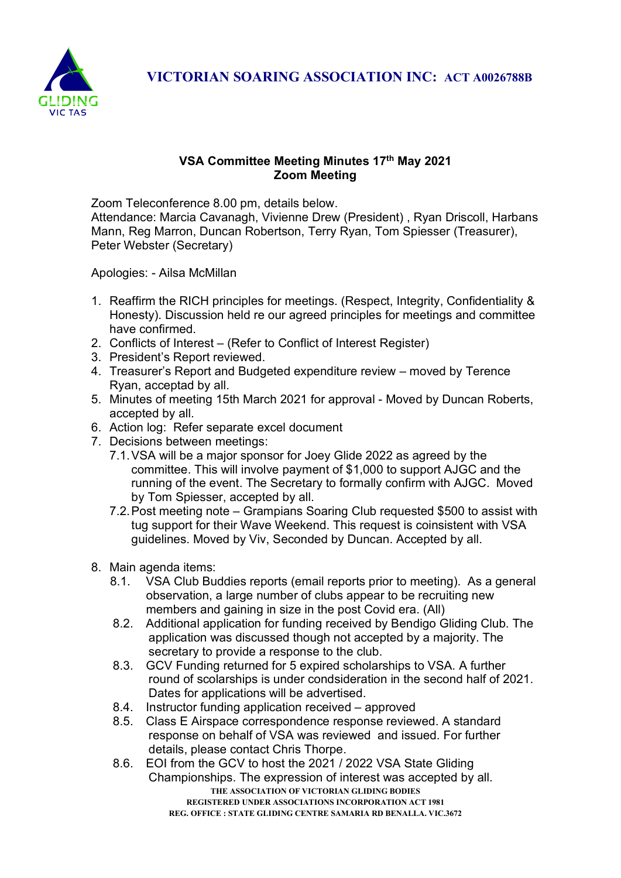**VICTORIAN SOARING ASSOCIATION INC: ACT A0026788B**

### VSA Committee Meeting Minutes 17th May 2021
### Zoom Meeting

Zoom Teleconference 8.00 pm, details below.
Attendance: Marcia Cavanagh, Vivienne Drew (President) , Ryan Driscoll, Harbans Mann, Reg Marron, Duncan Robertson, Terry Ryan, Tom Spiesser (Treasurer), Peter Webster (Secretary)

Apologies: - Ailsa McMillan

1. Reaffirm the RICH principles for meetings. (Respect, Integrity, Confidentiality & Honesty). Discussion held re our agreed principles for meetings and committee have confirmed.
2. Conflicts of Interest – (Refer to Conflict of Interest Register)
3. President's Report reviewed.
4. Treasurer's Report and Budgeted expenditure review – moved by Terence Ryan, acceptad by all.
5. Minutes of meeting 15th March 2021 for approval - Moved by Duncan Roberts, accepted by all.
6. Action log: Refer separate excel document
7. Decisions between meetings:
   - 7.1. VSA will be a major sponsor for Joey Glide 2022 as agreed by the committee. This will involve payment of $1,000 to support AJGC and the running of the event. The Secretary to formally confirm with AJGC. Moved by Tom Spiesser, accepted by all.
   - 7.2. Post meeting note – Grampians Soaring Club requested $500 to assist with tug support for their Wave Weekend. This request is coinsistent with VSA guidelines. Moved by Viv, Seconded by Duncan. Accepted by all.
8. Main agenda items:
   - 8.1. VSA Club Buddies reports (email reports prior to meeting). As a general observation, a large number of clubs appear to be recruiting new members and gaining in size in the post Covid era. (All)
   - 8.2. Additional application for funding received by Bendigo Gliding Club. The application was discussed though not accepted by a majority. The secretary to provide a response to the club.
   - 8.3. GCV Funding returned for 5 expired scholarships to VSA. A further round of scolarships is under condsideration in the second half of 2021. Dates for applications will be advertised.
   - 8.4. Instructor funding application received – approved
   - 8.5. Class E Airspace correspondence response reviewed. A standard response on behalf of VSA was reviewed and issued. For further details, please contact Chris Thorpe.
   - 8.6. EOI from the GCV to host the 2021 / 2022 VSA State Gliding Championships. The expression of interest was accepted by all.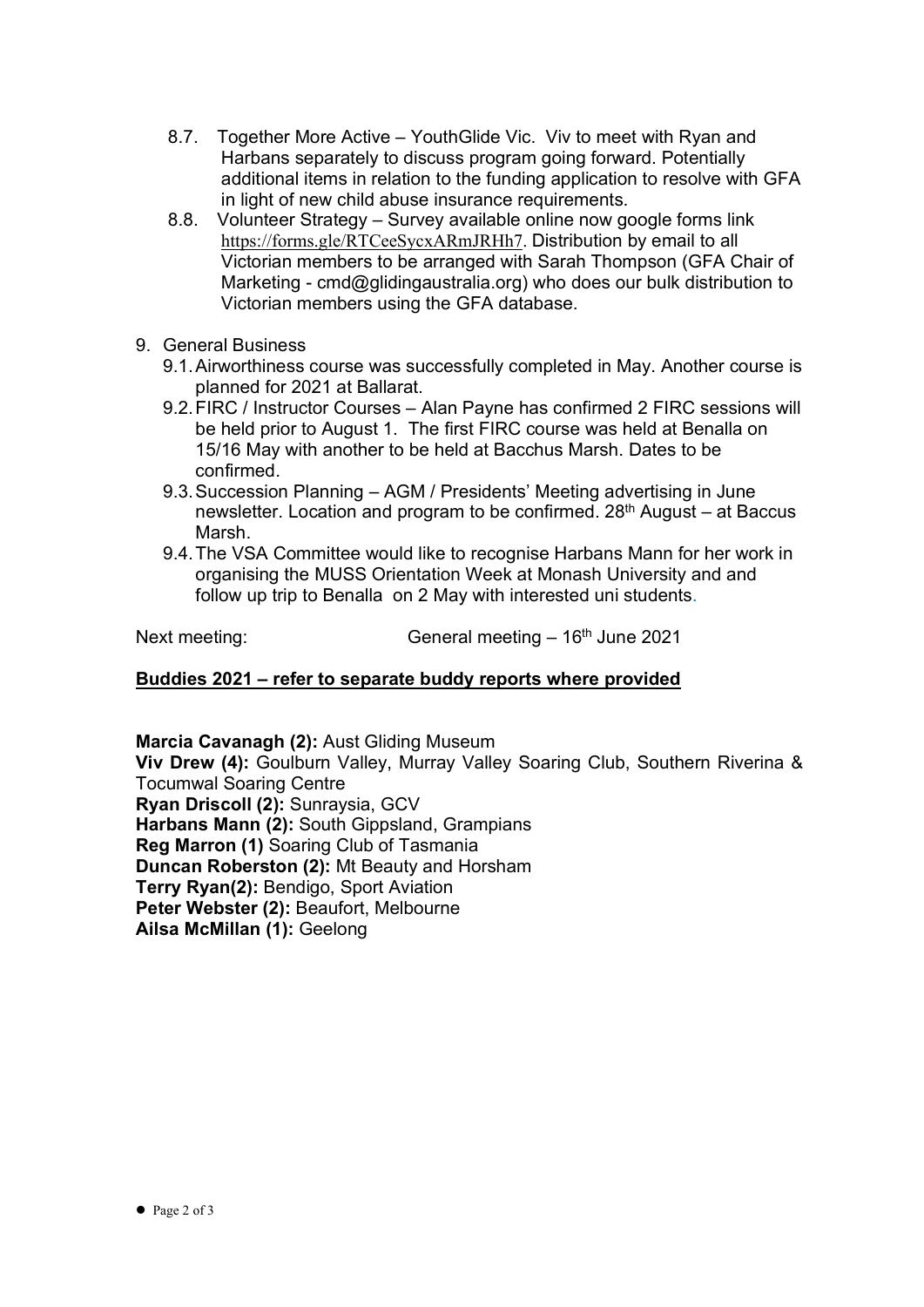8.7. Together More Active – YouthGlide Vic. Viv to meet with Ryan and Harbans separately to discuss program going forward. Potentially additional items in relation to the funding application to resolve with GFA in light of new child abuse insurance requirements.

8.8. Volunteer Strategy – Survey available online now google forms link https://forms.gle/RTCeeSycxARmJRHh7. Distribution by email to all Victorian members to be arranged with Sarah Thompson (GFA Chair of Marketing - cmd@glidingaustralia.org) who does our bulk distribution to Victorian members using the GFA database.

9. General Business
   - 9.1. Airworthiness course was successfully completed in May. Another course is planned for 2021 at Ballarat.
   - 9.2. FIRC / Instructor Courses – Alan Payne has confirmed 2 FIRC sessions will be held prior to August 1. The first FIRC course was held at Benalla on 15/16 May with another to be held at Bacchus Marsh. Dates to be confirmed.
   - 9.3. Succession Planning – AGM / Presidents' Meeting advertising in June newsletter. Location and program to be confirmed. 28th August – at Baccus Marsh.
   - 9.4. The VSA Committee would like to recognise Harbans Mann for her work in organising the MUSS Orientation Week at Monash University and and follow up trip to Benalla on 2 May with interested uni students.

Next meeting: General meeting – 16th June 2021

**Buddies 2021 – refer to separate buddy reports where provided**

**Marcia Cavanagh (2):** Aust Gliding Museum
**Viv Drew (4):** Goulburn Valley, Murray Valley Soaring Club, Southern Riverina & Tocumwal Soaring Centre
**Ryan Driscoll (2):** Sunraysia, GCV
**Harbans Mann (2):** South Gippsland, Grampians
**Reg Marron (1)** Soaring Club of Tasmania
**Duncan Roberston (2):** Mt Beauty and Horsham
**Terry Ryan(2):** Bendigo, Sport Aviation
**Peter Webster (2):** Beaufort, Melbourne
**Ailsa McMillan (1):** Geelong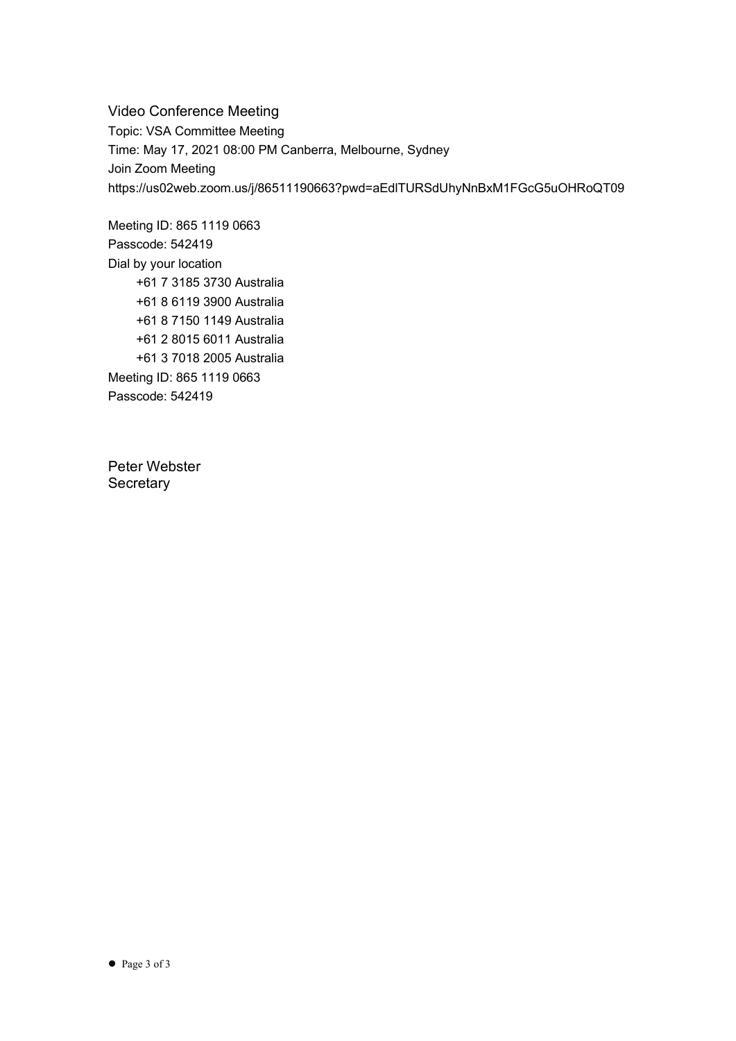Video Conference Meeting

Topic: VSA Committee Meeting

Time: May 17, 2021 08:00 PM Canberra, Melbourne, Sydney

Join Zoom Meeting

https://us02web.zoom.us/j/86511190663?pwd=aEdlTURSdUhyNnBxM1FGcG5uOHRoQT09

Meeting ID: 865 1119 0663

Passcode: 542419

Dial by your location

- +61 7 3185 3730 Australia
- +61 8 6119 3900 Australia
- +61 8 7150 1149 Australia
- +61 2 8015 6011 Australia
- +61 3 7018 2005 Australia

Meeting ID: 865 1119 0663

Passcode: 542419

Peter Webster
Secretary